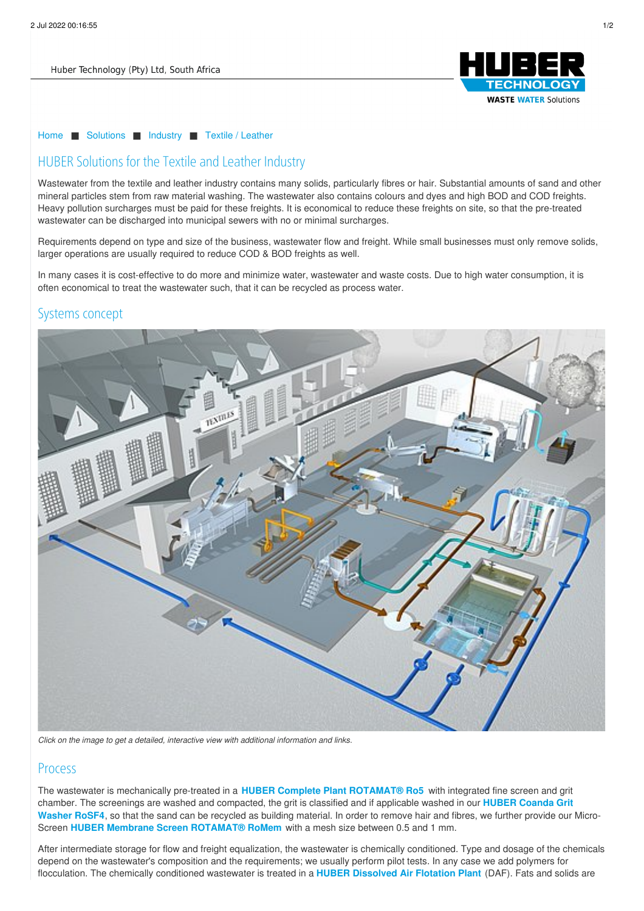Huber Technology (Pty) Ltd, South Africa

Home ■ Solutions ■ Industry ■ Textile / Leather

# HUBER Solutions for the Textile and Leather Industry

Wastewater from the textile and leather industry contains many solids, particularly fibres or hair. Substantial amounts of sand and other mineral particles stem from raw material washing. The wastewater also contains colours and dyes and high BOD and COD freights. Heavy pollution surcharges must be paid for these freights. It is economical to reduce these freights on site, so that the pre-treated wastewater can be discharged into municipal sewers with no or minimal surcharges.

Requirements depend on type and size of the business, wastewater flow and freight. While small businesses must only remove solids, larger operations are usually required to reduce COD & BOD freights as well.

In many cases it is cost-effective to do more and minimize water, wastewater and waste costs. Due to high water consumption, it is often economical to treat the wastewater such, that it can be recycled as process water.

## Systems concept

*Click on the image to get a detailed, interactive view with additional information and links.*

## Process

The wastewater is mechanically pre-treated in a **HUBER Complete Plant ROTAMAT® Ro5** with integrated fine screen and grit chamber. The screenings are washed and compacted, the grit is classified and if applicable washed in our **HUBER Coanda Grit Washer RoSF4**, so that the sand can be recycled as building material. In order to remove hair and fibres, we further provide our Micro-Screen **HUBER Membrane Screen ROTAMAT® RoMem** with a mesh size between 0.5 and 1 mm.

After intermediate storage for flow and freight equalization, the wastewater is chemically conditioned. Type and dosage of the chemicals depend on the wastewater's composition and the requirements; we usually perform pilot tests. In any case we add polymers for flocculation. The chemically conditioned wastewater is treated in a **HUBER Dissolved Air Flotation Plant** (DAF). Fats and solids are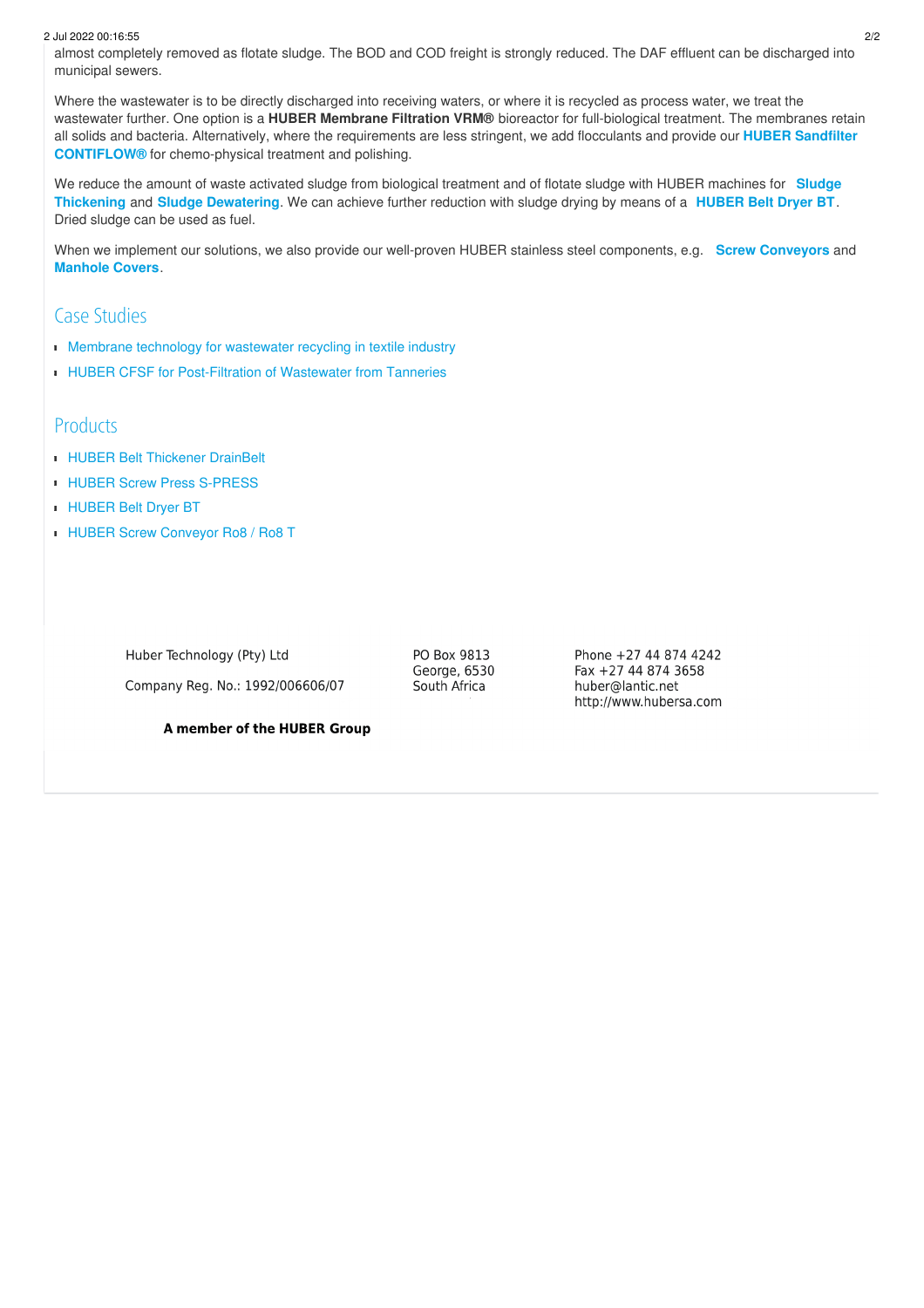almost completely removed as flotate sludge. The BOD and COD freight is strongly reduced. The DAF effluent can be discharged into municipal sewers.

Where the wastewater is to be directly discharged into receiving waters, or where it is recycled as process water, we treat the wastewater further. One option is a **HUBER Membrane Filtration VRM®** bioreactor for full-biological treatment. The membranes retain all solids and bacteria. Alternatively, where the requirements are less stringent, we add flocculants and provide our **HUBER Sandfilter CONTIFLOW®** for chemo-physical treatment and polishing.

We reduce the amount of waste activated sludge from biological treatment and of flotate sludge with HUBER machines for **Sludge Thickening** and **Sludge Dewatering**. We can achieve further reduction with sludge drying by means of a **HUBER Belt Dryer BT**. Dried sludge can be used as fuel.

When we implement our solutions, we also provide our well-proven HUBER stainless steel components, e.g. **Screw Conveyors** and **Manhole Covers**.

## Case Studies

- Membrane technology for wastewater recycling in textile industry
- HUBER CFSF for Post-Filtration of Wastewater from Tanneries

## Products

- HUBER Belt Thickener DrainBelt
- HUBER Screw Press S-PRESS
- HUBER Belt Dryer BT
- HUBER Screw Conveyor Ro8 / Ro8 T

Huber Technology (Pty) Ltd

Company Reg. No.: 1992/006606/07

PO Box 9813
George, 6530
South Africa

Phone +27 44 874 4242
Fax +27 44 874 3658
huber@lantic.net
http://www.hubersa.com

**A member of the HUBER Group**